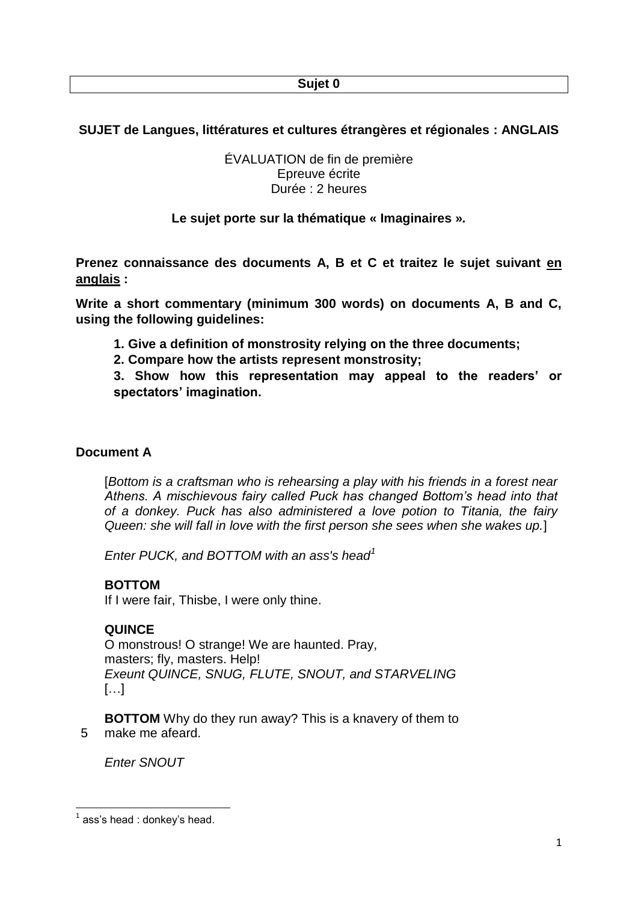**Sujet 0**

**SUJET de Langues, littératures et cultures étrangères et régionales : ANGLAIS**

ÉVALUATION de fin de première
Epreuve écrite
Durée : 2 heures

**Le sujet porte sur la thématique « Imaginaires ».**

**Prenez connaissance des documents A, B et C et traitez le sujet suivant en anglais :**

**Write a short commentary (minimum 300 words) on documents A, B and C, using the following guidelines:**

1. **Give a definition of monstrosity relying on the three documents;**
2. **Compare how the artists represent monstrosity;**
3. **Show how this representation may appeal to the readers' or spectators' imagination.**

## Document A

[*Bottom is a craftsman who is rehearsing a play with his friends in a forest near Athens. A mischievous fairy called Puck has changed Bottom's head into that of a donkey. Puck has also administered a love potion to Titania, the fairy Queen: she will fall in love with the first person she sees when she wakes up.*]

*Enter PUCK, and BOTTOM with an ass's head*[1]

**BOTTOM**
If I were fair, Thisbe, I were only thine.

**QUINCE**
O monstrous! O strange! We are haunted. Pray,
masters; fly, masters. Help!
*Exeunt QUINCE, SNUG, FLUTE, SNOUT, and STARVELING*
[…]

**BOTTOM** Why do they run away? This is a knavery of them to
5 make me afeard.

*Enter SNOUT*

---

[1] ass's head : donkey's head.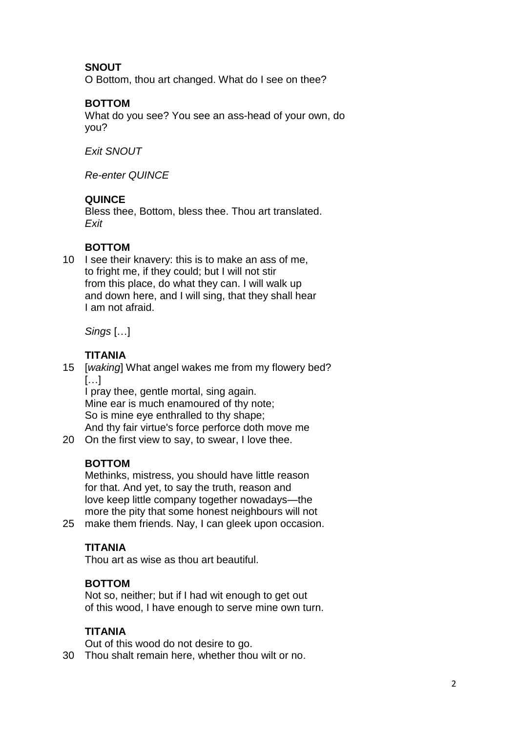**SNOUT**

O Bottom, thou art changed. What do I see on thee?

**BOTTOM**

What do you see? You see an ass-head of your own, do you?

*Exit SNOUT*

*Re-enter QUINCE*

**QUINCE**

Bless thee, Bottom, bless thee. Thou art translated.
*Exit*

**BOTTOM**

10 I see their knavery: this is to make an ass of me,
to fright me, if they could; but I will not stir
from this place, do what they can. I will walk up
and down here, and I will sing, that they shall hear
I am not afraid.

*Sings* […]

**TITANIA**

15 [*waking*] What angel wakes me from my flowery bed?
[…]
I pray thee, gentle mortal, sing again.
Mine ear is much enamoured of thy note;
So is mine eye enthralled to thy shape;
And thy fair virtue's force perforce doth move me
20 On the first view to say, to swear, I love thee.

**BOTTOM**

Methinks, mistress, you should have little reason
for that. And yet, to say the truth, reason and
love keep little company together nowadays—the
more the pity that some honest neighbours will not
25 make them friends. Nay, I can gleek upon occasion.

**TITANIA**

Thou art as wise as thou art beautiful.

**BOTTOM**

Not so, neither; but if I had wit enough to get out
of this wood, I have enough to serve mine own turn.

**TITANIA**

Out of this wood do not desire to go.
30 Thou shalt remain here, whether thou wilt or no.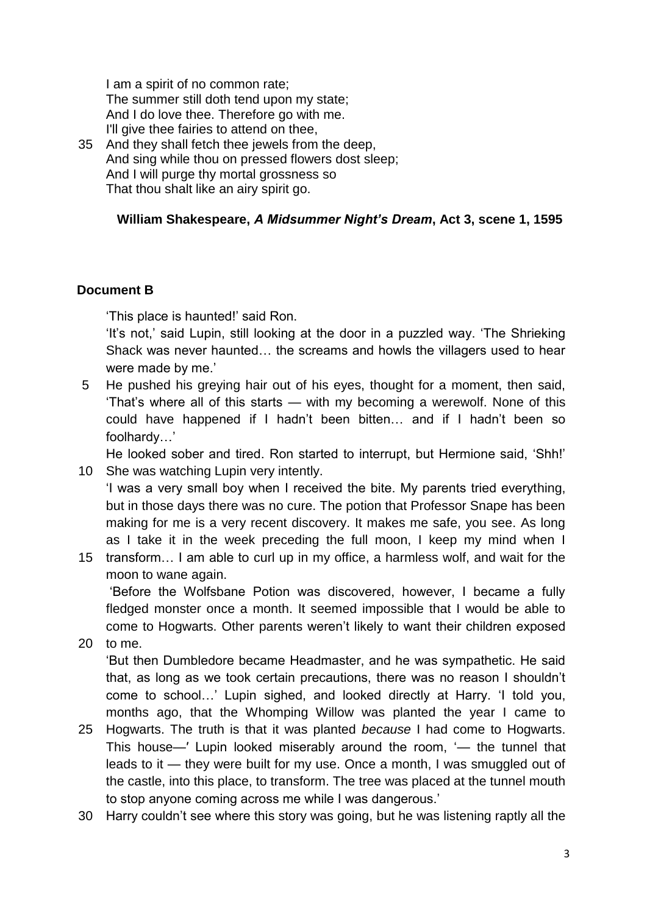I am a spirit of no common rate;
The summer still doth tend upon my state;
And I do love thee. Therefore go with me.
I'll give thee fairies to attend on thee,
35 And they shall fetch thee jewels from the deep,
And sing while thou on pressed flowers dost sleep;
And I will purge thy mortal grossness so
That thou shalt like an airy spirit go.

**William Shakespeare, *A Midsummer Night's Dream*, Act 3, scene 1, 1595**

## Document B

'This place is haunted!' said Ron.

'It's not,' said Lupin, still looking at the door in a puzzled way. 'The Shrieking Shack was never haunted… the screams and howls the villagers used to hear were made by me.'

5 He pushed his greying hair out of his eyes, thought for a moment, then said, 'That's where all of this starts — with my becoming a werewolf. None of this could have happened if I hadn't been bitten… and if I hadn't been so foolhardy…'

He looked sober and tired. Ron started to interrupt, but Hermione said, 'Shh!'
10 She was watching Lupin very intently.

'I was a very small boy when I received the bite. My parents tried everything, but in those days there was no cure. The potion that Professor Snape has been making for me is a very recent discovery. It makes me safe, you see. As long as I take it in the week preceding the full moon, I keep my mind when I
15 transform… I am able to curl up in my office, a harmless wolf, and wait for the moon to wane again.

'Before the Wolfsbane Potion was discovered, however, I became a fully fledged monster once a month. It seemed impossible that I would be able to come to Hogwarts. Other parents weren't likely to want their children exposed
20 to me.

'But then Dumbledore became Headmaster, and he was sympathetic. He said that, as long as we took certain precautions, there was no reason I shouldn't come to school…' Lupin sighed, and looked directly at Harry. 'I told you, months ago, that the Whomping Willow was planted the year I came to
25 Hogwarts. The truth is that it was planted *because* I had come to Hogwarts. This house—' Lupin looked miserably around the room, '— the tunnel that leads to it — they were built for my use. Once a month, I was smuggled out of the castle, into this place, to transform. The tree was placed at the tunnel mouth to stop anyone coming across me while I was dangerous.'

30 Harry couldn't see where this story was going, but he was listening raptly all the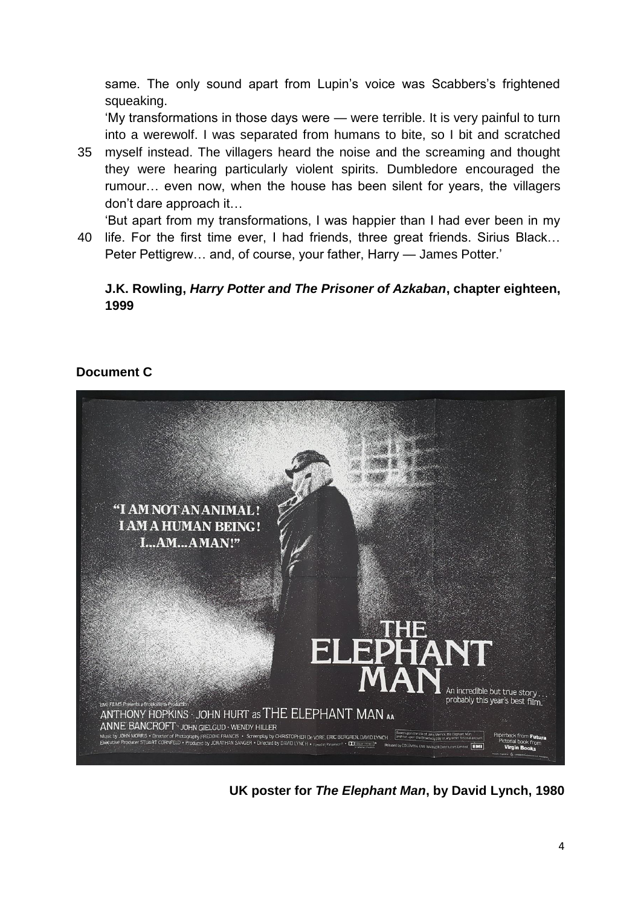same. The only sound apart from Lupin's voice was Scabbers's frightened squeaking.

'My transformations in those days were — were terrible. It is very painful to turn into a werewolf. I was separated from humans to bite, so I bit and scratched

35 myself instead. The villagers heard the noise and the screaming and thought they were hearing particularly violent spirits. Dumbledore encouraged the rumour… even now, when the house has been silent for years, the villagers don't dare approach it…

'But apart from my transformations, I was happier than I had ever been in my

40 life. For the first time ever, I had friends, three great friends. Sirius Black… Peter Pettigrew… and, of course, your father, Harry — James Potter.'

**J.K. Rowling, *Harry Potter and The Prisoner of Azkaban*, chapter eighteen, 1999**

**Document C**

**UK poster for *The Elephant Man*, by David Lynch, 1980**